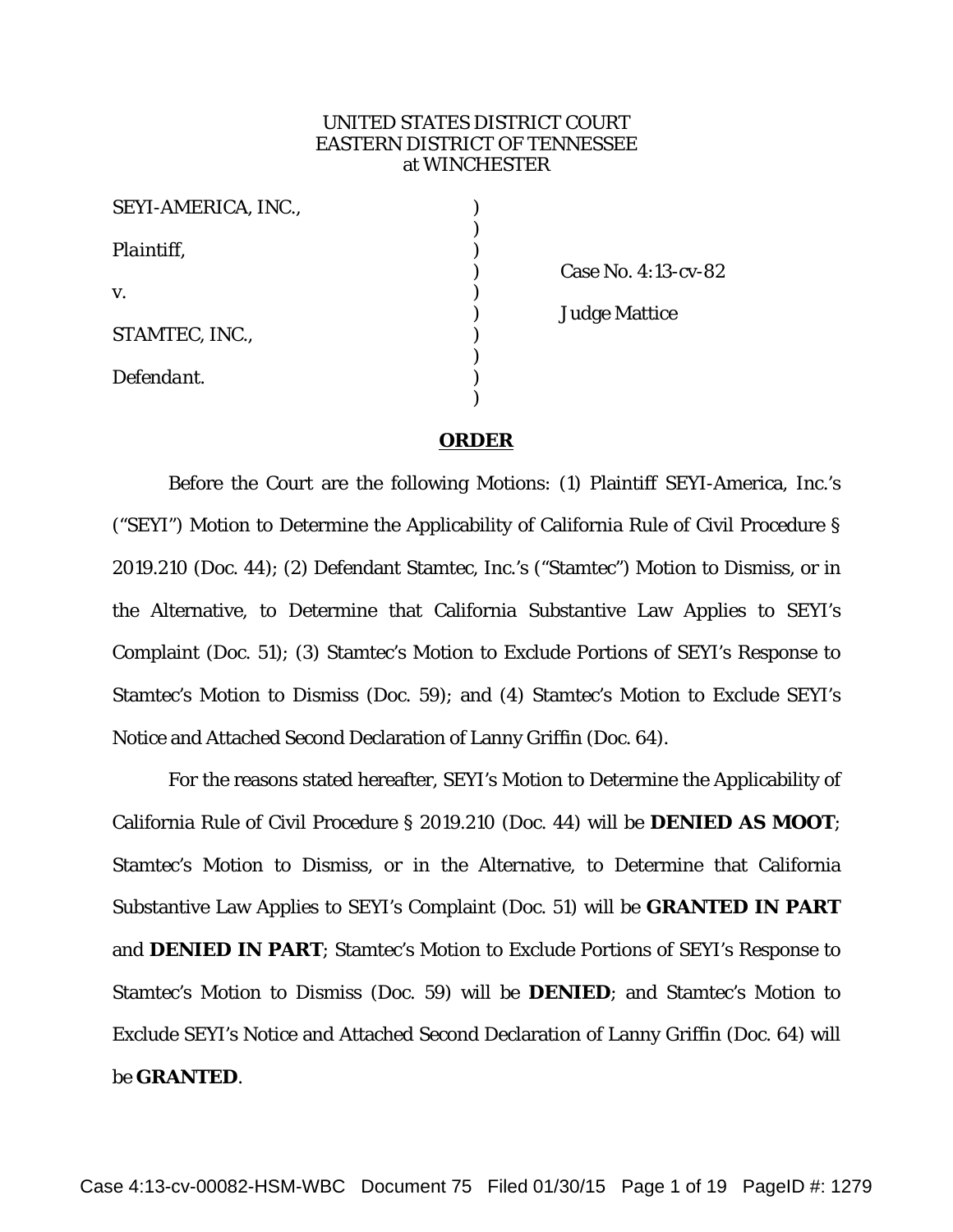UNITED STATES DISTRICT COURT
EASTERN DISTRICT OF TENNESSEE
at WINCHESTER

| | | |
|---|---|---|
| SEYI-AMERICA, INC., | ) | |
| *Plaintiff*, | ) | Case No. 4:13-cv-82 |
| v. | ) | Judge Mattice |
| STAMTEC, INC., | ) | |
| *Defendant*. | ) | |

## ORDER

Before the Court are the following Motions: (1) Plaintiff SEYI-America, Inc.'s ("SEYI") Motion to Determine the Applicability of California Rule of Civil Procedure § 2019.210 (Doc. 44); (2) Defendant Stamtec, Inc.'s ("Stamtec") Motion to Dismiss, or in the Alternative, to Determine that California Substantive Law Applies to SEYI's Complaint (Doc. 51); (3) Stamtec's Motion to Exclude Portions of SEYI's Response to Stamtec's Motion to Dismiss (Doc. 59); and (4) Stamtec's Motion to Exclude SEYI's Notice and Attached Second Declaration of Lanny Griffin (Doc. 64).

For the reasons stated hereafter, SEYI's Motion to Determine the Applicability of California Rule of Civil Procedure § 2019.210 (Doc. 44) will be **DENIED AS MOOT**; Stamtec's Motion to Dismiss, or in the Alternative, to Determine that California Substantive Law Applies to SEYI's Complaint (Doc. 51) will be **GRANTED IN PART** and **DENIED IN PART**; Stamtec's Motion to Exclude Portions of SEYI's Response to Stamtec's Motion to Dismiss (Doc. 59) will be **DENIED**; and Stamtec's Motion to Exclude SEYI's Notice and Attached Second Declaration of Lanny Griffin (Doc. 64) will be **GRANTED**.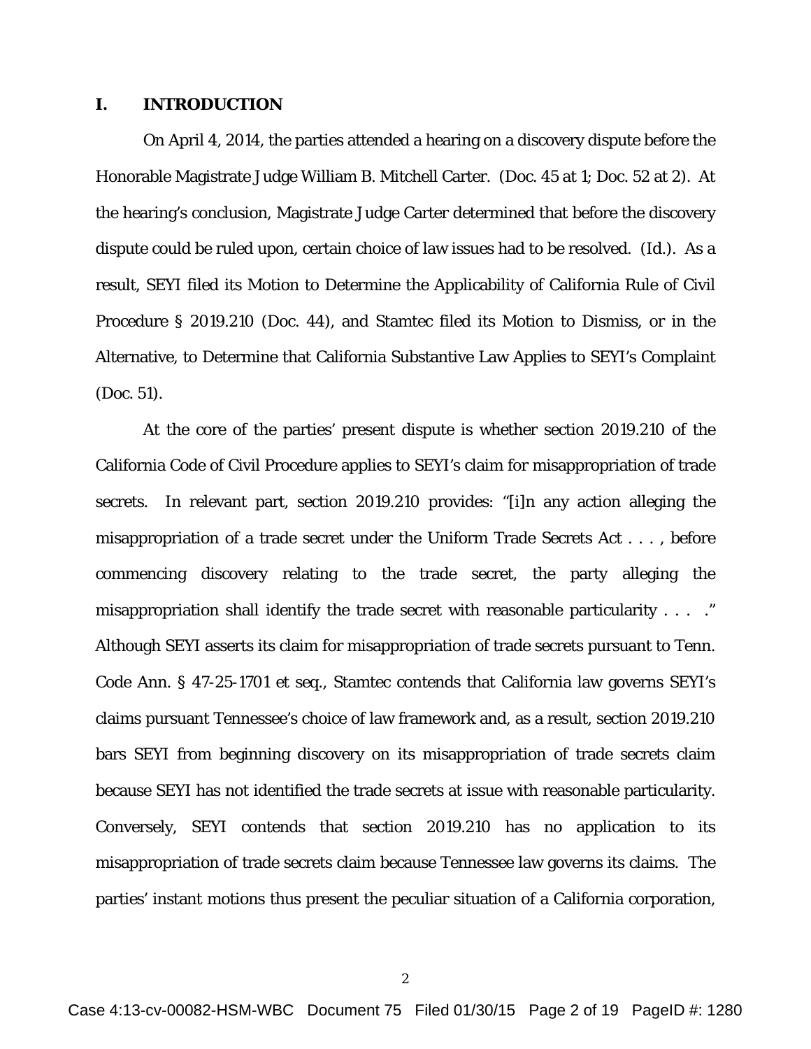## I. INTRODUCTION

On April 4, 2014, the parties attended a hearing on a discovery dispute before the Honorable Magistrate Judge William B. Mitchell Carter. (Doc. 45 at 1; Doc. 52 at 2). At the hearing's conclusion, Magistrate Judge Carter determined that before the discovery dispute could be ruled upon, certain choice of law issues had to be resolved. (Id.). As a result, SEYI filed its Motion to Determine the Applicability of California Rule of Civil Procedure § 2019.210 (Doc. 44), and Stamtec filed its Motion to Dismiss, or in the Alternative, to Determine that California Substantive Law Applies to SEYI's Complaint (Doc. 51).

At the core of the parties' present dispute is whether section 2019.210 of the California Code of Civil Procedure applies to SEYI's claim for misappropriation of trade secrets. In relevant part, section 2019.210 provides: "[i]n any action alleging the misappropriation of a trade secret under the Uniform Trade Secrets Act . . . , before commencing discovery relating to the trade secret, the party alleging the misappropriation shall identify the trade secret with reasonable particularity . . . ." Although SEYI asserts its claim for misappropriation of trade secrets pursuant to Tenn. Code Ann. § 47-25-1701 et seq., Stamtec contends that California law governs SEYI's claims pursuant Tennessee's choice of law framework and, as a result, section 2019.210 bars SEYI from beginning discovery on its misappropriation of trade secrets claim because SEYI has not identified the trade secrets at issue with reasonable particularity. Conversely, SEYI contends that section 2019.210 has no application to its misappropriation of trade secrets claim because Tennessee law governs its claims. The parties' instant motions thus present the peculiar situation of a California corporation,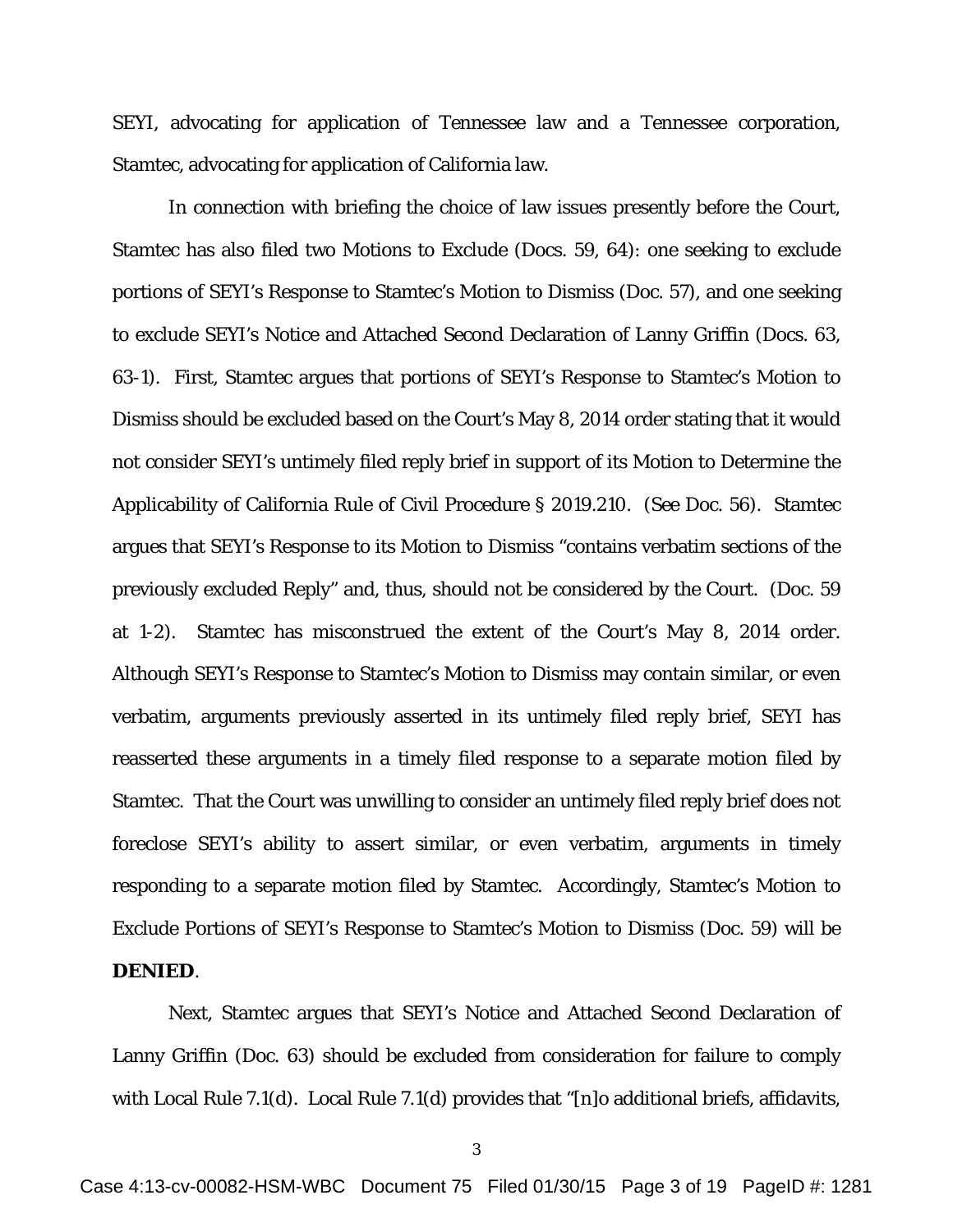SEYI, advocating for application of Tennessee law and a Tennessee corporation, Stamtec, advocating for application of California law.

In connection with briefing the choice of law issues presently before the Court, Stamtec has also filed two Motions to Exclude (Docs. 59, 64): one seeking to exclude portions of SEYI's Response to Stamtec's Motion to Dismiss (Doc. 57), and one seeking to exclude SEYI's Notice and Attached Second Declaration of Lanny Griffin (Docs. 63, 63-1). First, Stamtec argues that portions of SEYI's Response to Stamtec's Motion to Dismiss should be excluded based on the Court's May 8, 2014 order stating that it would not consider SEYI's untimely filed reply brief in support of its Motion to Determine the Applicability of California Rule of Civil Procedure § 2019.210. (See Doc. 56). Stamtec argues that SEYI's Response to its Motion to Dismiss "contains verbatim sections of the previously excluded Reply" and, thus, should not be considered by the Court. (Doc. 59 at 1-2). Stamtec has misconstrued the extent of the Court's May 8, 2014 order. Although SEYI's Response to Stamtec's Motion to Dismiss may contain similar, or even verbatim, arguments previously asserted in its untimely filed reply brief, SEYI has reasserted these arguments in a timely filed response to a separate motion filed by Stamtec. That the Court was unwilling to consider an untimely filed reply brief does not foreclose SEYI's ability to assert similar, or even verbatim, arguments in timely responding to a separate motion filed by Stamtec. Accordingly, Stamtec's Motion to Exclude Portions of SEYI's Response to Stamtec's Motion to Dismiss (Doc. 59) will be **DENIED**.

Next, Stamtec argues that SEYI's Notice and Attached Second Declaration of Lanny Griffin (Doc. 63) should be excluded from consideration for failure to comply with Local Rule 7.1(d). Local Rule 7.1(d) provides that "[n]o additional briefs, affidavits,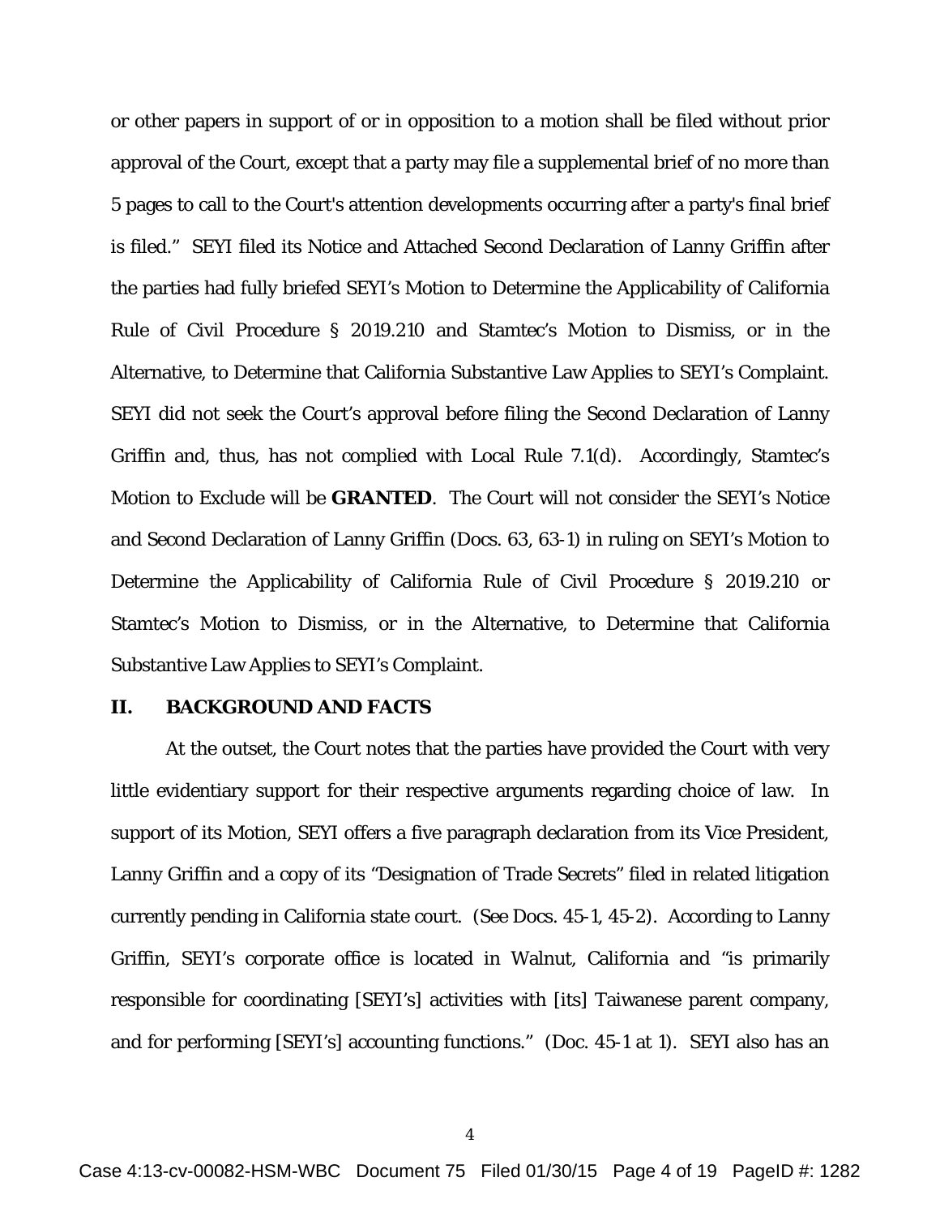or other papers in support of or in opposition to a motion shall be filed without prior approval of the Court, except that a party may file a supplemental brief of no more than 5 pages to call to the Court's attention developments occurring after a party's final brief is filed." SEYI filed its Notice and Attached Second Declaration of Lanny Griffin after the parties had fully briefed SEYI's Motion to Determine the Applicability of California Rule of Civil Procedure § 2019.210 and Stamtec's Motion to Dismiss, or in the Alternative, to Determine that California Substantive Law Applies to SEYI's Complaint. SEYI did not seek the Court's approval before filing the Second Declaration of Lanny Griffin and, thus, has not complied with Local Rule 7.1(d). Accordingly, Stamtec's Motion to Exclude will be **GRANTED**. The Court will not consider the SEYI's Notice and Second Declaration of Lanny Griffin (Docs. 63, 63-1) in ruling on SEYI's Motion to Determine the Applicability of California Rule of Civil Procedure § 2019.210 or Stamtec's Motion to Dismiss, or in the Alternative, to Determine that California Substantive Law Applies to SEYI's Complaint.

## II. BACKGROUND AND FACTS

At the outset, the Court notes that the parties have provided the Court with very little evidentiary support for their respective arguments regarding choice of law. In support of its Motion, SEYI offers a five paragraph declaration from its Vice President, Lanny Griffin and a copy of its "Designation of Trade Secrets" filed in related litigation currently pending in California state court. (See Docs. 45-1, 45-2). According to Lanny Griffin, SEYI's corporate office is located in Walnut, California and "is primarily responsible for coordinating [SEYI's] activities with [its] Taiwanese parent company, and for performing [SEYI's] accounting functions." (Doc. 45-1 at 1). SEYI also has an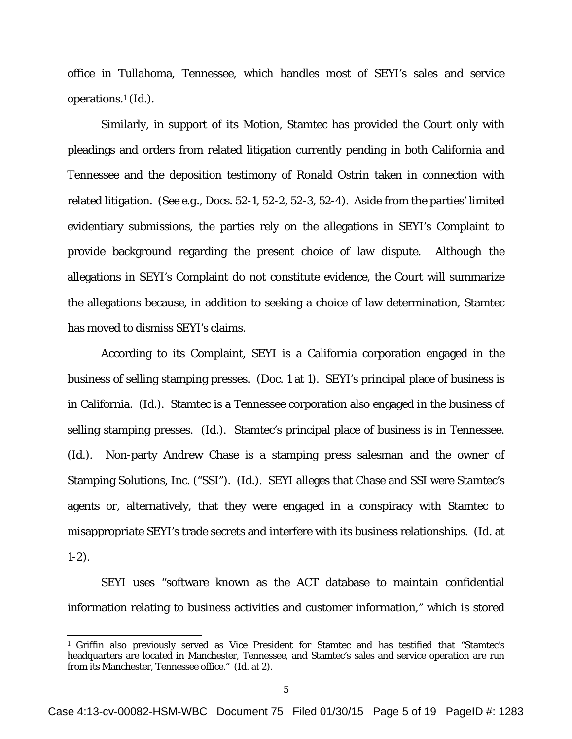office in Tullahoma, Tennessee, which handles most of SEYI's sales and service operations.[1] (Id.).

Similarly, in support of its Motion, Stamtec has provided the Court only with pleadings and orders from related litigation currently pending in both California and Tennessee and the deposition testimony of Ronald Ostrin taken in connection with related litigation. (*See e.g.*, Docs. 52-1, 52-2, 52-3, 52-4). Aside from the parties' limited evidentiary submissions, the parties rely on the allegations in SEYI's Complaint to provide background regarding the present choice of law dispute. Although the allegations in SEYI's Complaint do not constitute evidence, the Court will summarize the allegations because, in addition to seeking a choice of law determination, Stamtec has moved to dismiss SEYI's claims.

According to its Complaint, SEYI is a California corporation engaged in the business of selling stamping presses. (Doc. 1 at 1). SEYI's principal place of business is in California. (Id.). Stamtec is a Tennessee corporation also engaged in the business of selling stamping presses. (Id.). Stamtec's principal place of business is in Tennessee. (Id.). Non-party Andrew Chase is a stamping press salesman and the owner of Stamping Solutions, Inc. ("SSI"). (Id.). SEYI alleges that Chase and SSI were Stamtec's agents or, alternatively, that they were engaged in a conspiracy with Stamtec to misappropriate SEYI's trade secrets and interfere with its business relationships. (Id. at 1-2).

SEYI uses "software known as the ACT database to maintain confidential information relating to business activities and customer information," which is stored

---

[1] Griffin also previously served as Vice President for Stamtec and has testified that "Stamtec's headquarters are located in Manchester, Tennessee, and Stamtec's sales and service operation are run from its Manchester, Tennessee office." (Id. at 2).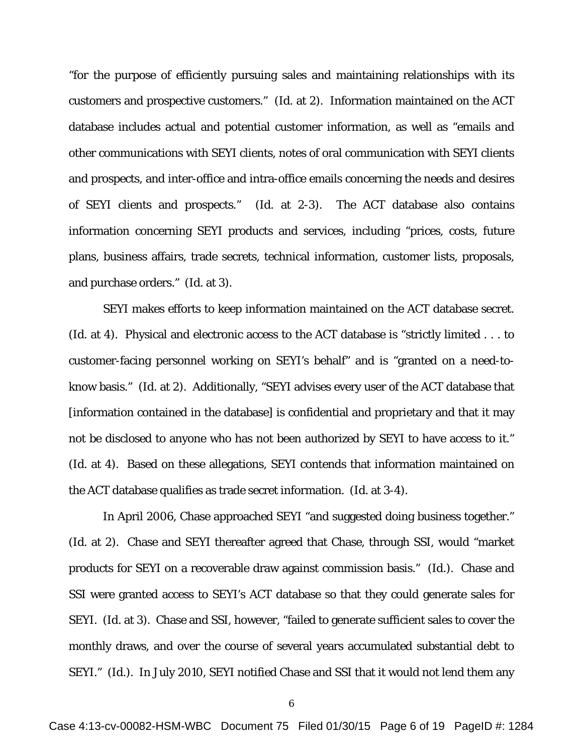"for the purpose of efficiently pursuing sales and maintaining relationships with its customers and prospective customers." (Id. at 2). Information maintained on the ACT database includes actual and potential customer information, as well as "emails and other communications with SEYI clients, notes of oral communication with SEYI clients and prospects, and inter-office and intra-office emails concerning the needs and desires of SEYI clients and prospects." (Id. at 2-3). The ACT database also contains information concerning SEYI products and services, including "prices, costs, future plans, business affairs, trade secrets, technical information, customer lists, proposals, and purchase orders." (Id. at 3).

SEYI makes efforts to keep information maintained on the ACT database secret. (Id. at 4). Physical and electronic access to the ACT database is "strictly limited . . . to customer-facing personnel working on SEYI's behalf" and is "granted on a need-to-know basis." (Id. at 2). Additionally, "SEYI advises every user of the ACT database that [information contained in the database] is confidential and proprietary and that it may not be disclosed to anyone who has not been authorized by SEYI to have access to it." (Id. at 4). Based on these allegations, SEYI contends that information maintained on the ACT database qualifies as trade secret information. (Id. at 3-4).

In April 2006, Chase approached SEYI "and suggested doing business together." (Id. at 2). Chase and SEYI thereafter agreed that Chase, through SSI, would "market products for SEYI on a recoverable draw against commission basis." (Id.). Chase and SSI were granted access to SEYI's ACT database so that they could generate sales for SEYI. (Id. at 3). Chase and SSI, however, "failed to generate sufficient sales to cover the monthly draws, and over the course of several years accumulated substantial debt to SEYI." (Id.). In July 2010, SEYI notified Chase and SSI that it would not lend them any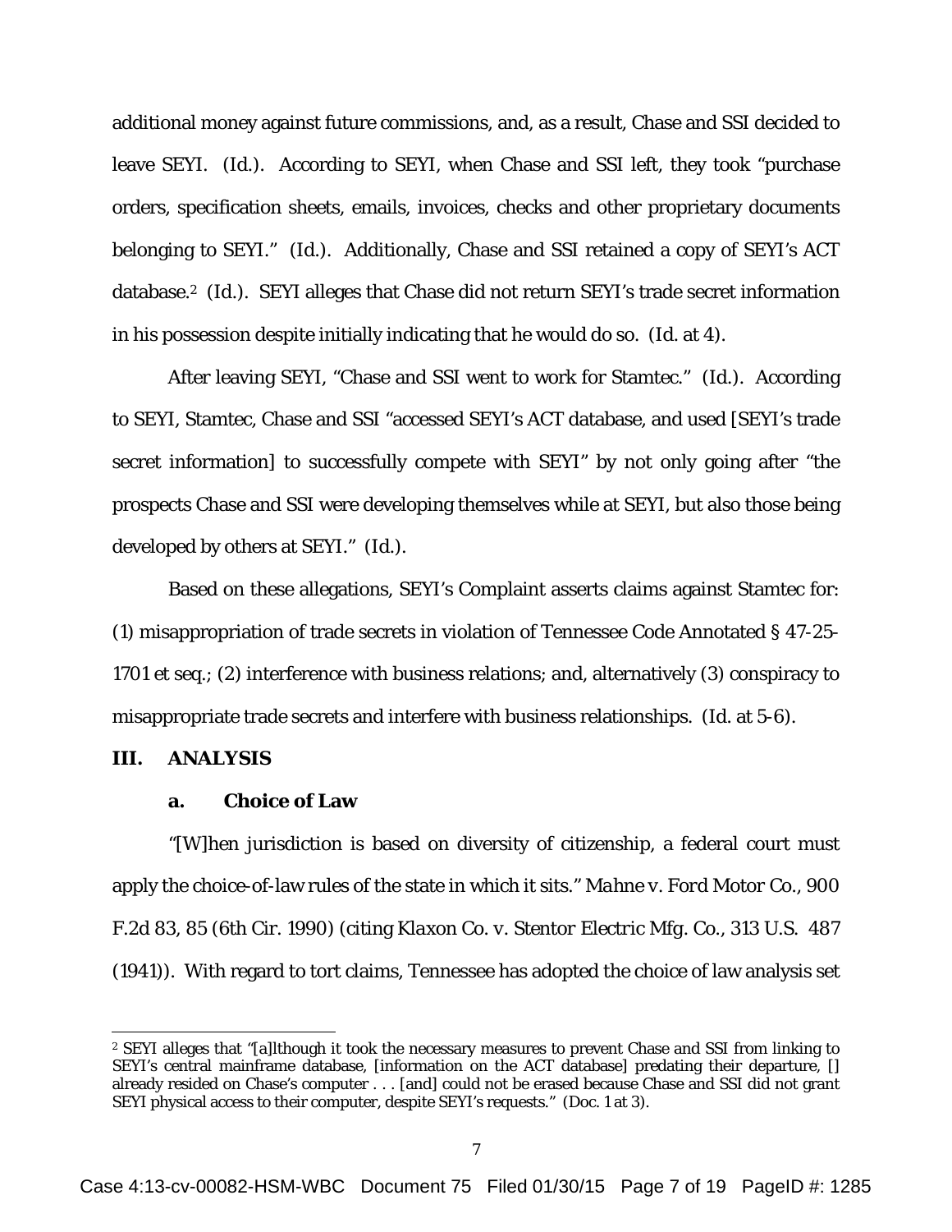additional money against future commissions, and, as a result, Chase and SSI decided to leave SEYI. (*Id.*). According to SEYI, when Chase and SSI left, they took "purchase orders, specification sheets, emails, invoices, checks and other proprietary documents belonging to SEYI." (*Id.*). Additionally, Chase and SSI retained a copy of SEYI's ACT database.[2] (*Id.*). SEYI alleges that Chase did not return SEYI's trade secret information in his possession despite initially indicating that he would do so. (*Id.* at 4).

After leaving SEYI, "Chase and SSI went to work for Stamtec." (*Id.*). According to SEYI, Stamtec, Chase and SSI "accessed SEYI's ACT database, and used [SEYI's trade secret information] to successfully compete with SEYI" by not only going after "the prospects Chase and SSI were developing themselves while at SEYI, but also those being developed by others at SEYI." (*Id.*).

Based on these allegations, SEYI's Complaint asserts claims against Stamtec for: (1) misappropriation of trade secrets in violation of Tennessee Code Annotated § 47-25-1701 *et seq.*; (2) interference with business relations; and, alternatively (3) conspiracy to misappropriate trade secrets and interfere with business relationships. (*Id.* at 5-6).

## III. ANALYSIS

### a. Choice of Law

"[W]hen jurisdiction is based on diversity of citizenship, a federal court must apply the choice-of-law rules of the state in which it sits." *Mahne v. Ford Motor Co.*, 900 F.2d 83, 85 (6th Cir. 1990) (citing *Klaxon Co. v. Stentor Electric Mfg. Co.*, 313 U.S. 487 (1941)). With regard to tort claims, Tennessee has adopted the choice of law analysis set

---

[2] SEYI alleges that "[a]lthough it took the necessary measures to prevent Chase and SSI from linking to SEYI's central mainframe database, [information on the ACT database] predating their departure, [] already resided on Chase's computer . . . [and] could not be erased because Chase and SSI did not grant SEYI physical access to their computer, despite SEYI's requests." (Doc. 1 at 3).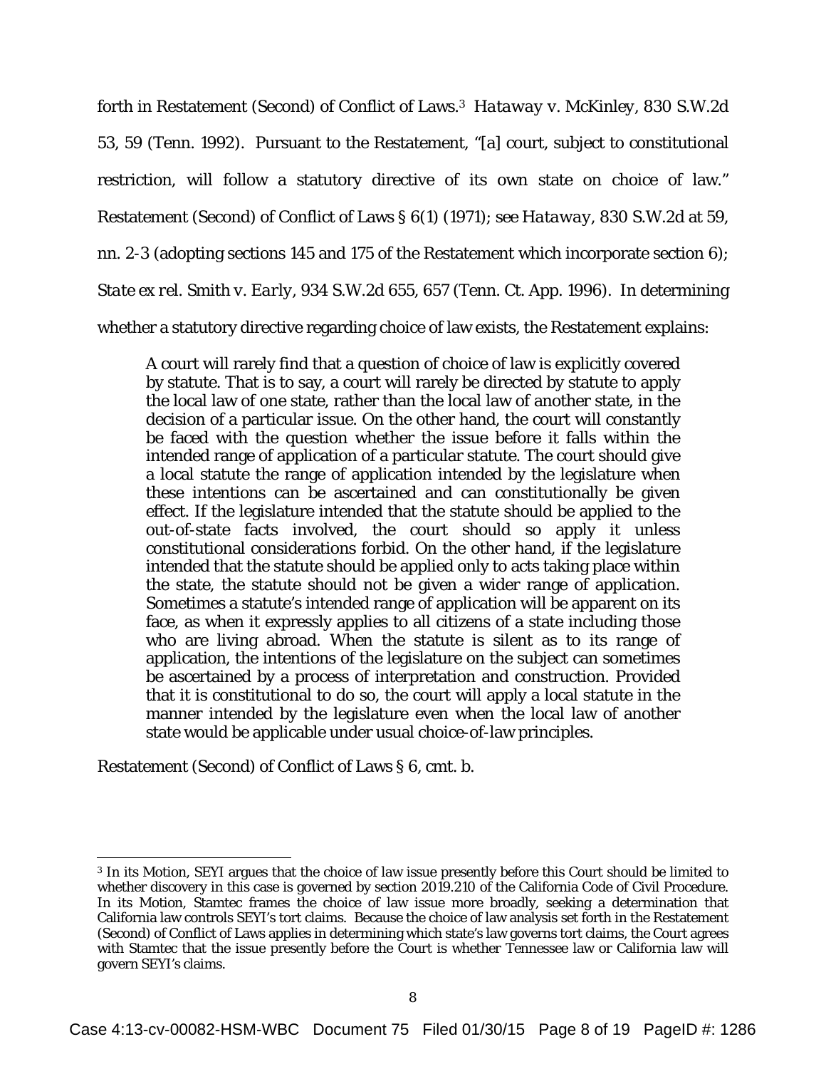forth in Restatement (Second) of Conflict of Laws.[3] *Hataway v. McKinley*, 830 S.W.2d 53, 59 (Tenn. 1992). Pursuant to the Restatement, "[a] court, subject to constitutional restriction, will follow a statutory directive of its own state on choice of law." Restatement (Second) of Conflict of Laws § 6(1) (1971); *see Hataway*, 830 S.W.2d at 59, nn. 2-3 (adopting sections 145 and 175 of the Restatement which incorporate section 6); *State ex rel. Smith v. Early*, 934 S.W.2d 655, 657 (Tenn. Ct. App. 1996). In determining whether a statutory directive regarding choice of law exists, the Restatement explains:

> A court will rarely find that a question of choice of law is explicitly covered by statute. That is to say, a court will rarely be directed by statute to apply the local law of one state, rather than the local law of another state, in the decision of a particular issue. On the other hand, the court will constantly be faced with the question whether the issue before it falls within the intended range of application of a particular statute. The court should give a local statute the range of application intended by the legislature when these intentions can be ascertained and can constitutionally be given effect. If the legislature intended that the statute should be applied to the out-of-state facts involved, the court should so apply it unless constitutional considerations forbid. On the other hand, if the legislature intended that the statute should be applied only to acts taking place within the state, the statute should not be given a wider range of application. Sometimes a statute's intended range of application will be apparent on its face, as when it expressly applies to all citizens of a state including those who are living abroad. When the statute is silent as to its range of application, the intentions of the legislature on the subject can sometimes be ascertained by a process of interpretation and construction. Provided that it is constitutional to do so, the court will apply a local statute in the manner intended by the legislature even when the local law of another state would be applicable under usual choice-of-law principles.

Restatement (Second) of Conflict of Laws § 6, cmt. b.

---

[3] In its Motion, SEYI argues that the choice of law issue presently before this Court should be limited to whether discovery in this case is governed by section 2019.210 of the California Code of Civil Procedure. In its Motion, Stamtec frames the choice of law issue more broadly, seeking a determination that California law controls SEYI's tort claims. Because the choice of law analysis set forth in the Restatement (Second) of Conflict of Laws applies in determining which state's law governs tort claims, the Court agrees with Stamtec that the issue presently before the Court is whether Tennessee law or California law will govern SEYI's claims.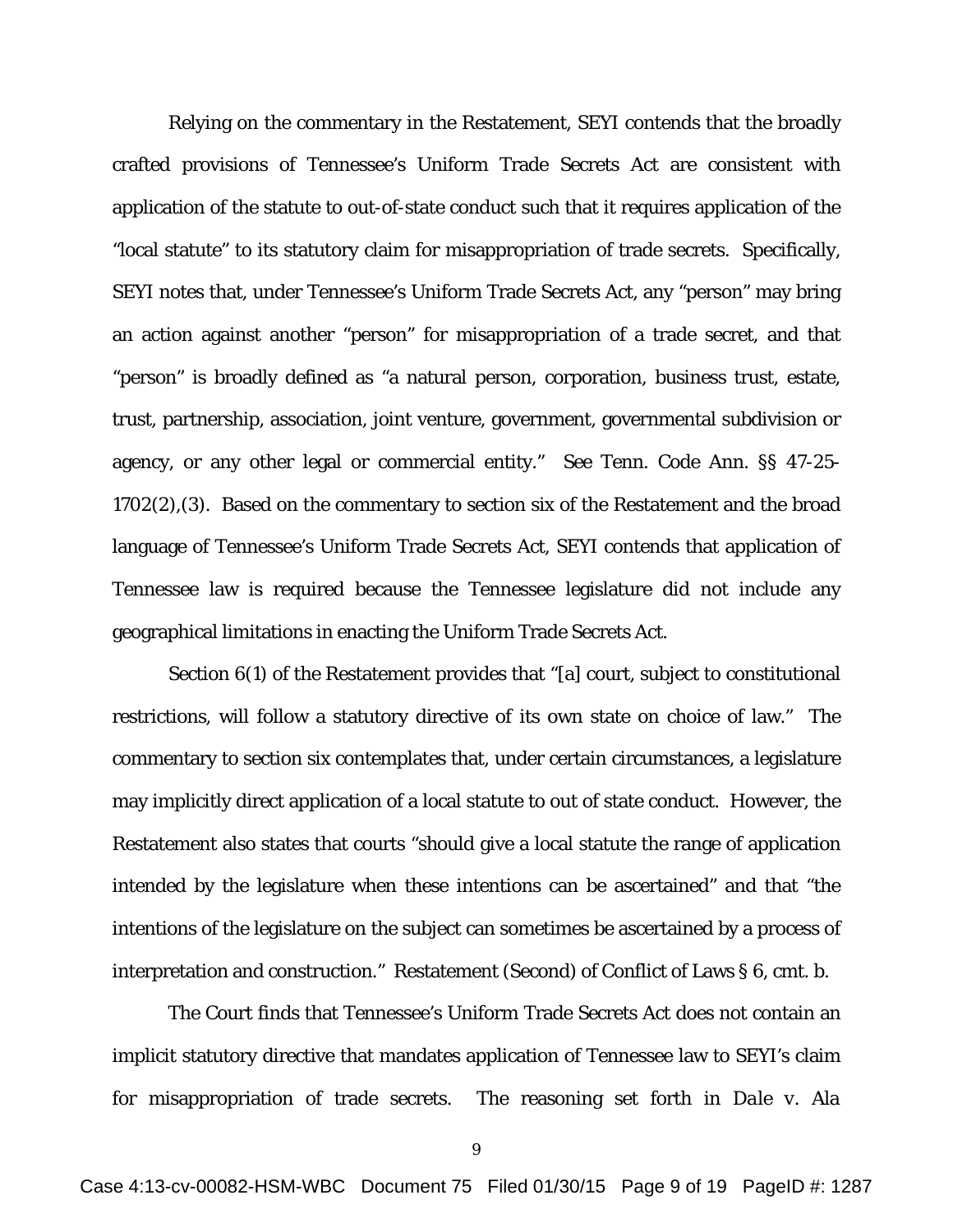Relying on the commentary in the Restatement, SEYI contends that the broadly crafted provisions of Tennessee's Uniform Trade Secrets Act are consistent with application of the statute to out-of-state conduct such that it requires application of the "local statute" to its statutory claim for misappropriation of trade secrets. Specifically, SEYI notes that, under Tennessee's Uniform Trade Secrets Act, any "person" may bring an action against another "person" for misappropriation of a trade secret, and that "person" is broadly defined as "a natural person, corporation, business trust, estate, trust, partnership, association, joint venture, government, governmental subdivision or agency, or any other legal or commercial entity." See Tenn. Code Ann. §§ 47-25-1702(2),(3). Based on the commentary to section six of the Restatement and the broad language of Tennessee's Uniform Trade Secrets Act, SEYI contends that application of Tennessee law is required because the Tennessee legislature did not include any geographical limitations in enacting the Uniform Trade Secrets Act.

Section 6(1) of the Restatement provides that "[a] court, subject to constitutional restrictions, will follow a statutory directive of its own state on choice of law." The commentary to section six contemplates that, under certain circumstances, a legislature may implicitly direct application of a local statute to out of state conduct. However, the Restatement also states that courts "should give a local statute the range of application intended by the legislature when these intentions can be ascertained" and that "the intentions of the legislature on the subject can sometimes be ascertained by a process of interpretation and construction." Restatement (Second) of Conflict of Laws § 6, cmt. b.

The Court finds that Tennessee's Uniform Trade Secrets Act does not contain an implicit statutory directive that mandates application of Tennessee law to SEYI's claim for misappropriation of trade secrets. The reasoning set forth in *Dale v. Ala*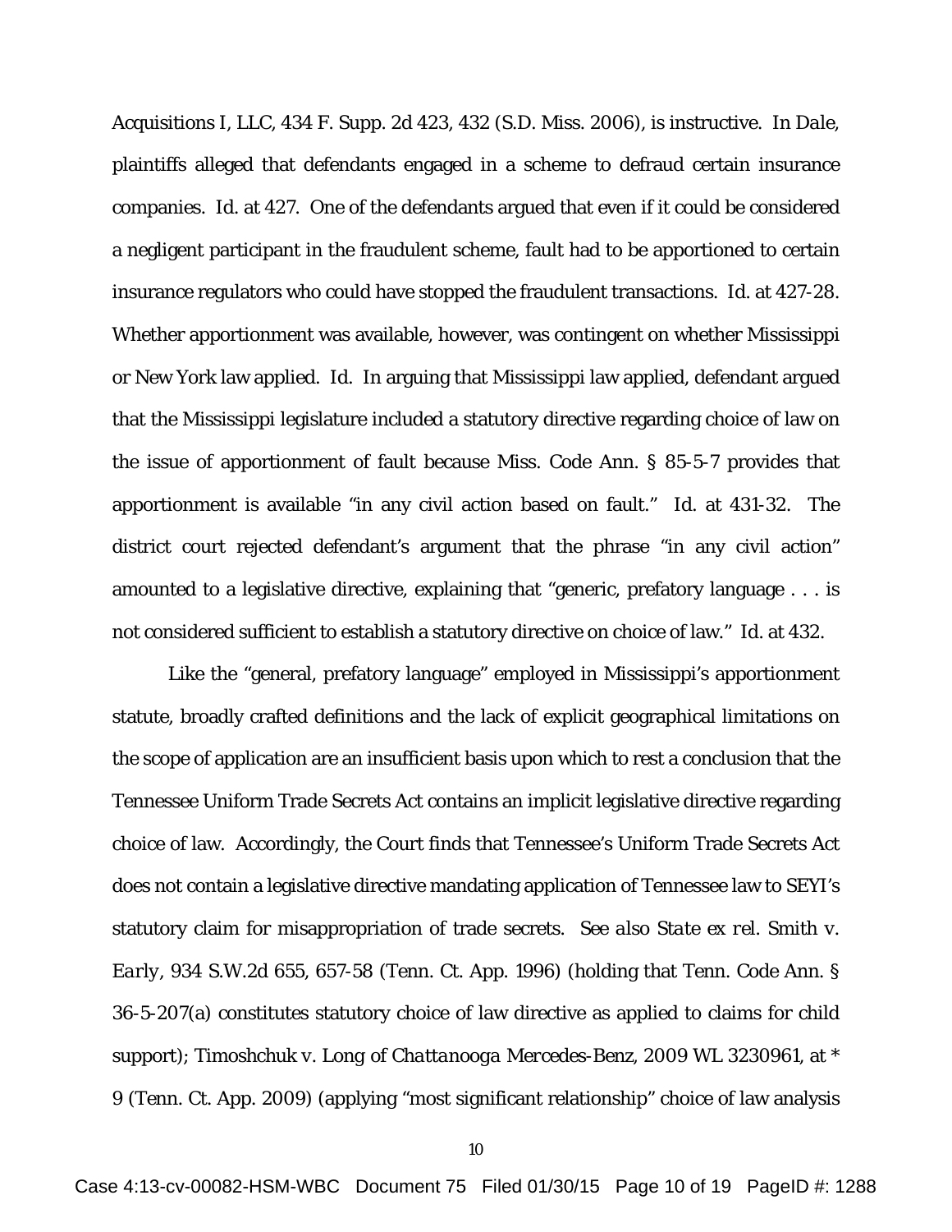Acquisitions I, LLC, 434 F. Supp. 2d 423, 432 (S.D. Miss. 2006), is instructive. In *Dale*, plaintiffs alleged that defendants engaged in a scheme to defraud certain insurance companies. *Id.* at 427. One of the defendants argued that even if it could be considered a negligent participant in the fraudulent scheme, fault had to be apportioned to certain insurance regulators who could have stopped the fraudulent transactions. *Id.* at 427-28. Whether apportionment was available, however, was contingent on whether Mississippi or New York law applied. *Id.* In arguing that Mississippi law applied, defendant argued that the Mississippi legislature included a statutory directive regarding choice of law on the issue of apportionment of fault because Miss. Code Ann. § 85-5-7 provides that apportionment is available "in any civil action based on fault." *Id.* at 431-32. The district court rejected defendant's argument that the phrase "in any civil action" amounted to a legislative directive, explaining that "generic, prefatory language . . . is not considered sufficient to establish a statutory directive on choice of law." *Id.* at 432.

Like the "general, prefatory language" employed in Mississippi's apportionment statute, broadly crafted definitions and the lack of explicit geographical limitations on the scope of application are an insufficient basis upon which to rest a conclusion that the Tennessee Uniform Trade Secrets Act contains an implicit legislative directive regarding choice of law. Accordingly, the Court finds that Tennessee's Uniform Trade Secrets Act does not contain a legislative directive mandating application of Tennessee law to SEYI's statutory claim for misappropriation of trade secrets. *See also State ex rel. Smith v. Early*, 934 S.W.2d 655, 657-58 (Tenn. Ct. App. 1996) (holding that Tenn. Code Ann. § 36-5-207(a) constitutes statutory choice of law directive as applied to claims for child support); *Timoshchuk v. Long of Chattanooga Mercedes-Benz*, 2009 WL 3230961, at * 9 (Tenn. Ct. App. 2009) (applying "most significant relationship" choice of law analysis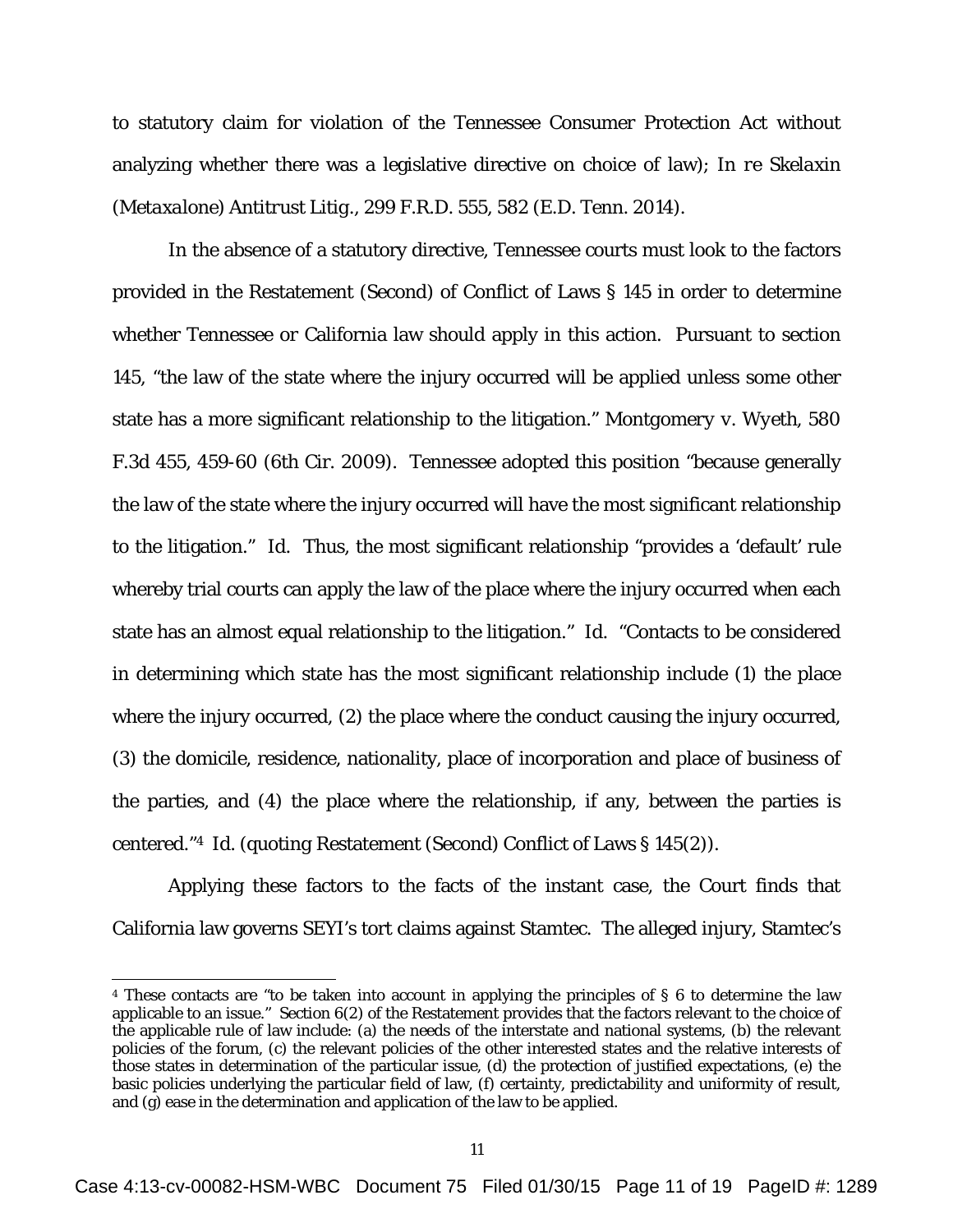to statutory claim for violation of the Tennessee Consumer Protection Act without analyzing whether there was a legislative directive on choice of law); *In re Skelaxin (Metaxalone) Antitrust Litig.*, 299 F.R.D. 555, 582 (E.D. Tenn. 2014).

In the absence of a statutory directive, Tennessee courts must look to the factors provided in the Restatement (Second) of Conflict of Laws § 145 in order to determine whether Tennessee or California law should apply in this action. Pursuant to section 145, "the law of the state where the injury occurred will be applied unless some other state has a more significant relationship to the litigation." *Montgomery v. Wyeth*, 580 F.3d 455, 459-60 (6th Cir. 2009). Tennessee adopted this position "because generally the law of the state where the injury occurred will have the most significant relationship to the litigation." *Id.* Thus, the most significant relationship "provides a 'default' rule whereby trial courts can apply the law of the place where the injury occurred when each state has an almost equal relationship to the litigation." *Id.* "Contacts to be considered in determining which state has the most significant relationship include (1) the place where the injury occurred, (2) the place where the conduct causing the injury occurred, (3) the domicile, residence, nationality, place of incorporation and place of business of the parties, and (4) the place where the relationship, if any, between the parties is centered."[4] *Id.* (quoting Restatement (Second) Conflict of Laws § 145(2)).

Applying these factors to the facts of the instant case, the Court finds that California law governs SEYI's tort claims against Stamtec. The alleged injury, Stamtec's

---

[4] These contacts are "to be taken into account in applying the principles of § 6 to determine the law applicable to an issue." Section 6(2) of the Restatement provides that the factors relevant to the choice of the applicable rule of law include: (a) the needs of the interstate and national systems, (b) the relevant policies of the forum, (c) the relevant policies of the other interested states and the relative interests of those states in determination of the particular issue, (d) the protection of justified expectations, (e) the basic policies underlying the particular field of law, (f) certainty, predictability and uniformity of result, and (g) ease in the determination and application of the law to be applied.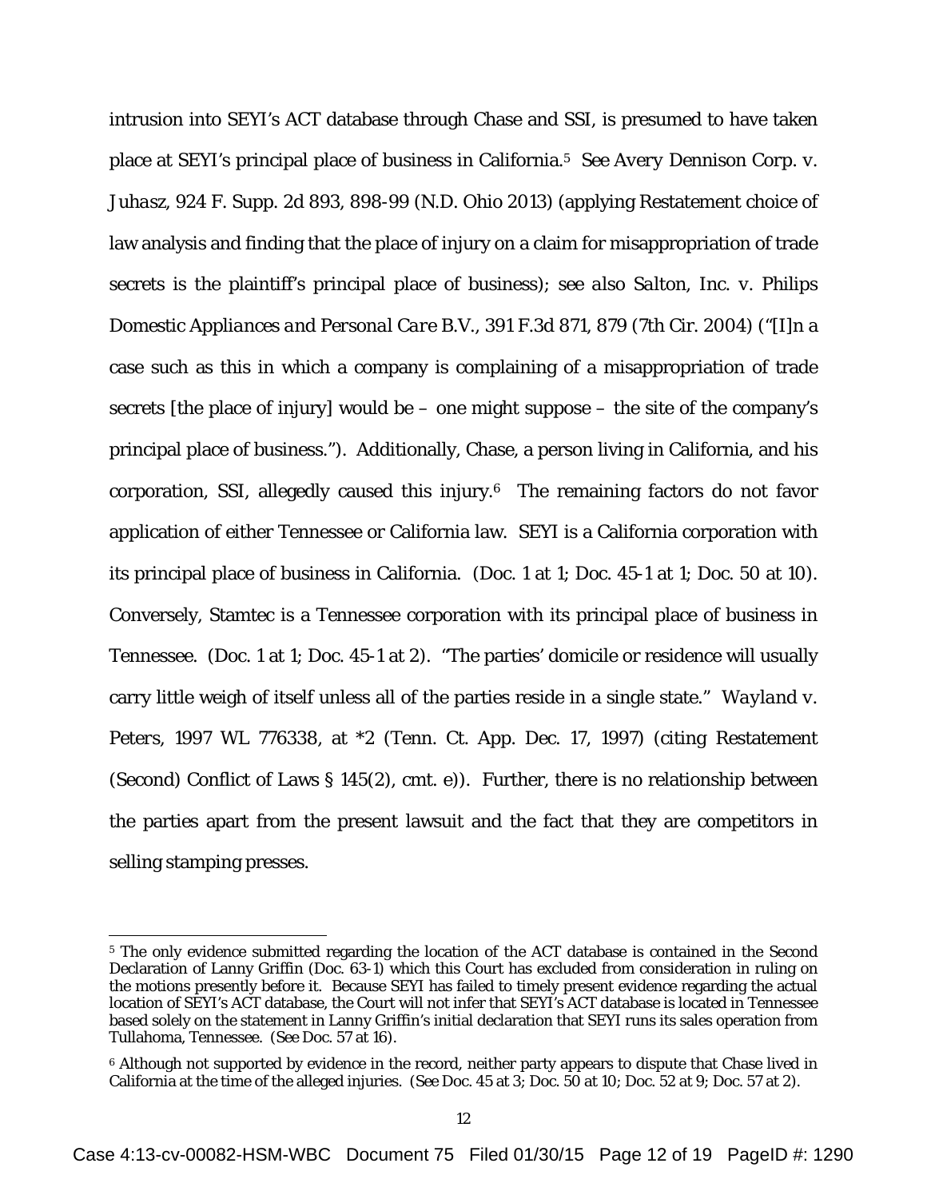intrusion into SEYI's ACT database through Chase and SSI, is presumed to have taken place at SEYI's principal place of business in California.[5] *See Avery Dennison Corp. v. Juhasz*, 924 F. Supp. 2d 893, 898-99 (N.D. Ohio 2013) (applying Restatement choice of law analysis and finding that the place of injury on a claim for misappropriation of trade secrets is the plaintiff's principal place of business); *see also Salton, Inc. v. Philips Domestic Appliances and Personal Care B.V.*, 391 F.3d 871, 879 (7th Cir. 2004) ("[I]n a case such as this in which a company is complaining of a misappropriation of trade secrets [the place of injury] would be – one might suppose – the site of the company's principal place of business."). Additionally, Chase, a person living in California, and his corporation, SSI, allegedly caused this injury.[6] The remaining factors do not favor application of either Tennessee or California law. SEYI is a California corporation with its principal place of business in California. (Doc. 1 at 1; Doc. 45-1 at 1; Doc. 50 at 10). Conversely, Stamtec is a Tennessee corporation with its principal place of business in Tennessee. (Doc. 1 at 1; Doc. 45-1 at 2). "The parties' domicile or residence will usually carry little weigh of itself unless all of the parties reside in a single state." *Wayland v. Peters*, 1997 WL 776338, at *2 (Tenn. Ct. App. Dec. 17, 1997) (citing Restatement (Second) Conflict of Laws § 145(2), cmt. e)). Further, there is no relationship between the parties apart from the present lawsuit and the fact that they are competitors in selling stamping presses.

---

[5] The only evidence submitted regarding the location of the ACT database is contained in the Second Declaration of Lanny Griffin (Doc. 63-1) which this Court has excluded from consideration in ruling on the motions presently before it. Because SEYI has failed to timely present evidence regarding the actual location of SEYI's ACT database, the Court will not infer that SEYI's ACT database is located in Tennessee based solely on the statement in Lanny Griffin's initial declaration that SEYI runs its sales operation from Tullahoma, Tennessee. (*See* Doc. 57 at 16).

[6] Although not supported by evidence in the record, neither party appears to dispute that Chase lived in California at the time of the alleged injuries. (*See* Doc. 45 at 3; Doc. 50 at 10; Doc. 52 at 9; Doc. 57 at 2).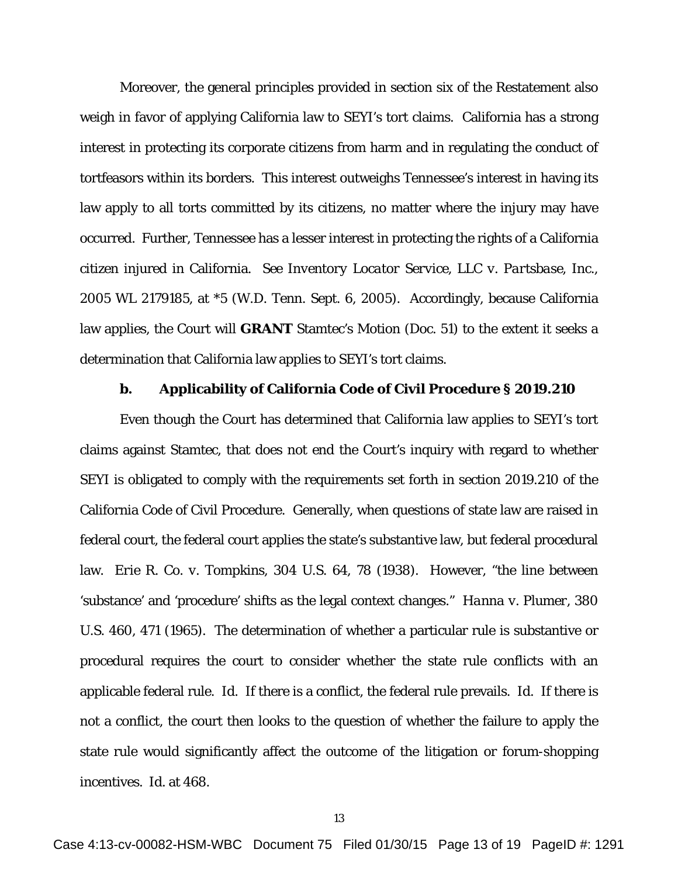Moreover, the general principles provided in section six of the Restatement also weigh in favor of applying California law to SEYI's tort claims. California has a strong interest in protecting its corporate citizens from harm and in regulating the conduct of tortfeasors within its borders. This interest outweighs Tennessee's interest in having its law apply to all torts committed by its citizens, no matter where the injury may have occurred. Further, Tennessee has a lesser interest in protecting the rights of a California citizen injured in California. *See Inventory Locator Service, LLC v. Partsbase, Inc.*, 2005 WL 2179185, at *5 (W.D. Tenn. Sept. 6, 2005). Accordingly, because California law applies, the Court will **GRANT** Stamtec's Motion (Doc. 51) to the extent it seeks a determination that California law applies to SEYI's tort claims.

### b. Applicability of California Code of Civil Procedure § 2019.210

Even though the Court has determined that California law applies to SEYI's tort claims against Stamtec, that does not end the Court's inquiry with regard to whether SEYI is obligated to comply with the requirements set forth in section 2019.210 of the California Code of Civil Procedure. Generally, when questions of state law are raised in federal court, the federal court applies the state's substantive law, but federal procedural law. *Erie R. Co. v. Tompkins*, 304 U.S. 64, 78 (1938). However, "the line between 'substance' and 'procedure' shifts as the legal context changes." *Hanna v. Plumer*, 380 U.S. 460, 471 (1965). The determination of whether a particular rule is substantive or procedural requires the court to consider whether the state rule conflicts with an applicable federal rule. *Id.* If there is a conflict, the federal rule prevails. *Id.* If there is not a conflict, the court then looks to the question of whether the failure to apply the state rule would significantly affect the outcome of the litigation or forum-shopping incentives. *Id.* at 468.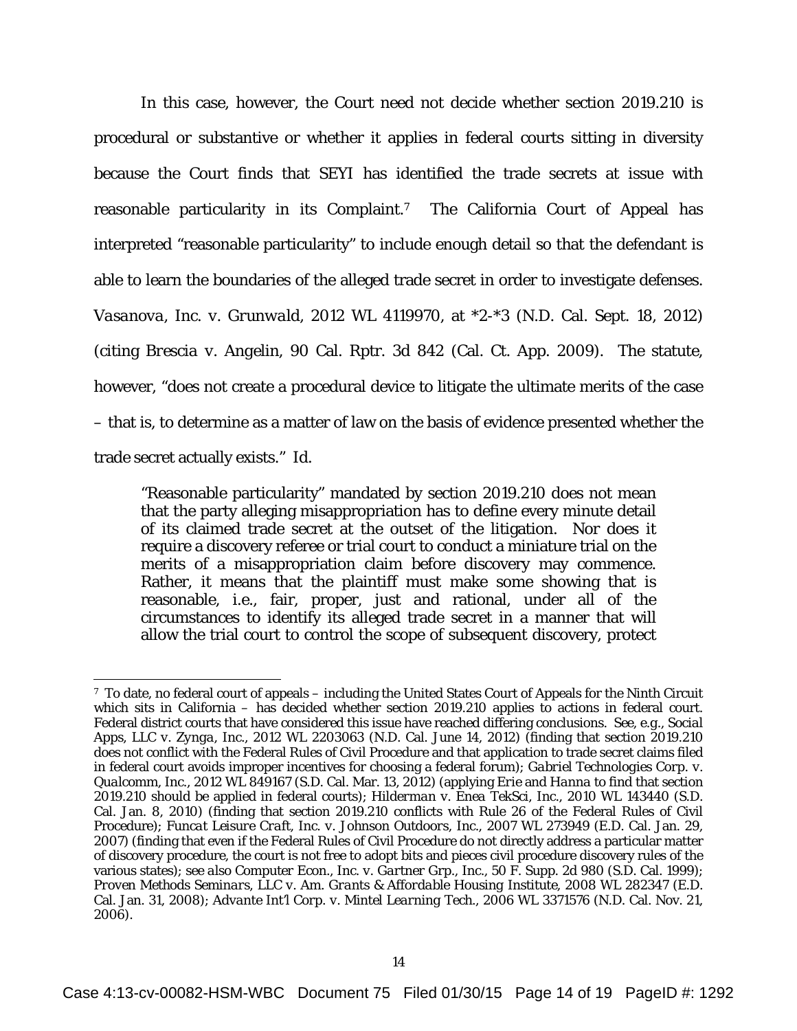In this case, however, the Court need not decide whether section 2019.210 is procedural or substantive or whether it applies in federal courts sitting in diversity because the Court finds that SEYI has identified the trade secrets at issue with reasonable particularity in its Complaint.[7] The California Court of Appeal has interpreted "reasonable particularity" to include enough detail so that the defendant is able to learn the boundaries of the alleged trade secret in order to investigate defenses. *Vasanova, Inc. v. Grunwald*, 2012 WL 4119970, at *2-*3 (N.D. Cal. Sept. 18, 2012) (citing *Brescia v. Angelin*, 90 Cal. Rptr. 3d 842 (Cal. Ct. App. 2009). The statute, however, "does not create a procedural device to litigate the ultimate merits of the case – that is, to determine as a matter of law on the basis of evidence presented whether the trade secret actually exists." *Id.*

> "Reasonable particularity" mandated by section 2019.210 does not mean that the party alleging misappropriation has to define every minute detail of its claimed trade secret at the outset of the litigation. Nor does it require a discovery referee or trial court to conduct a miniature trial on the merits of a misappropriation claim before discovery may commence. Rather, it means that the plaintiff must make some showing that is reasonable, i.e., fair, proper, just and rational, under all of the circumstances to identify its alleged trade secret in a manner that will allow the trial court to control the scope of subsequent discovery, protect

---

[7] To date, no federal court of appeals – including the United States Court of Appeals for the Ninth Circuit which sits in California – has decided whether section 2019.210 applies to actions in federal court. Federal district courts that have considered this issue have reached differing conclusions. See, e.g., *Social Apps, LLC v. Zynga, Inc.*, 2012 WL 2203063 (N.D. Cal. June 14, 2012) (finding that section 2019.210 does not conflict with the Federal Rules of Civil Procedure and that application to trade secret claims filed in federal court avoids improper incentives for choosing a federal forum); *Gabriel Technologies Corp. v. Qualcomm, Inc.*, 2012 WL 849167 (S.D. Cal. Mar. 13, 2012) (applying *Erie* and *Hanna* to find that section 2019.210 should be applied in federal courts); *Hilderman v. Enea TekSci, Inc.*, 2010 WL 143440 (S.D. Cal. Jan. 8, 2010) (finding that section 2019.210 conflicts with Rule 26 of the Federal Rules of Civil Procedure); *Funcat Leisure Craft, Inc. v. Johnson Outdoors, Inc.*, 2007 WL 273949 (E.D. Cal. Jan. 29, 2007) (finding that even if the Federal Rules of Civil Procedure do not directly address a particular matter of discovery procedure, the court is not free to adopt bits and pieces civil procedure discovery rules of the various states); see also *Computer Econ., Inc. v. Gartner Grp., Inc.*, 50 F. Supp. 2d 980 (S.D. Cal. 1999); *Proven Methods Seminars, LLC v. Am. Grants & Affordable Housing Institute*, 2008 WL 282347 (E.D. Cal. Jan. 31, 2008); *Advante Int'l Corp. v. Mintel Learning Tech.*, 2006 WL 3371576 (N.D. Cal. Nov. 21, 2006).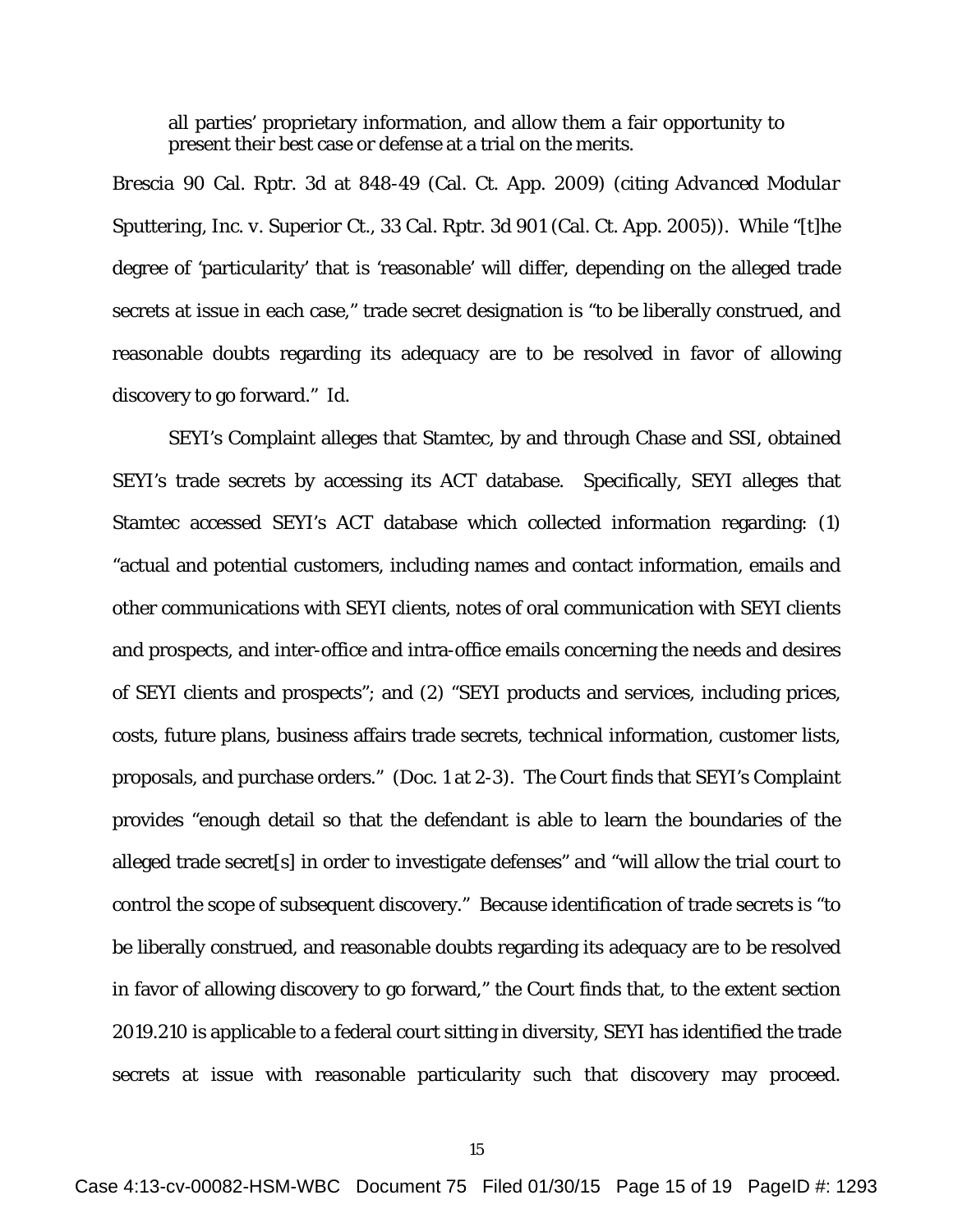all parties' proprietary information, and allow them a fair opportunity to present their best case or defense at a trial on the merits.

*Brescia* 90 Cal. Rptr. 3d at 848-49 (Cal. Ct. App. 2009) (citing *Advanced Modular Sputtering, Inc. v. Superior Ct.*, 33 Cal. Rptr. 3d 901 (Cal. Ct. App. 2005)). While "[t]he degree of 'particularity' that is 'reasonable' will differ, depending on the alleged trade secrets at issue in each case," trade secret designation is "to be liberally construed, and reasonable doubts regarding its adequacy are to be resolved in favor of allowing discovery to go forward." *Id.*

SEYI's Complaint alleges that Stamtec, by and through Chase and SSI, obtained SEYI's trade secrets by accessing its ACT database. Specifically, SEYI alleges that Stamtec accessed SEYI's ACT database which collected information regarding: (1) "actual and potential customers, including names and contact information, emails and other communications with SEYI clients, notes of oral communication with SEYI clients and prospects, and inter-office and intra-office emails concerning the needs and desires of SEYI clients and prospects"; and (2) "SEYI products and services, including prices, costs, future plans, business affairs trade secrets, technical information, customer lists, proposals, and purchase orders." (Doc. 1 at 2-3). The Court finds that SEYI's Complaint provides "enough detail so that the defendant is able to learn the boundaries of the alleged trade secret[s] in order to investigate defenses" and "will allow the trial court to control the scope of subsequent discovery." Because identification of trade secrets is "to be liberally construed, and reasonable doubts regarding its adequacy are to be resolved in favor of allowing discovery to go forward," the Court finds that, to the extent section 2019.210 is applicable to a federal court sitting in diversity, SEYI has identified the trade secrets at issue with reasonable particularity such that discovery may proceed.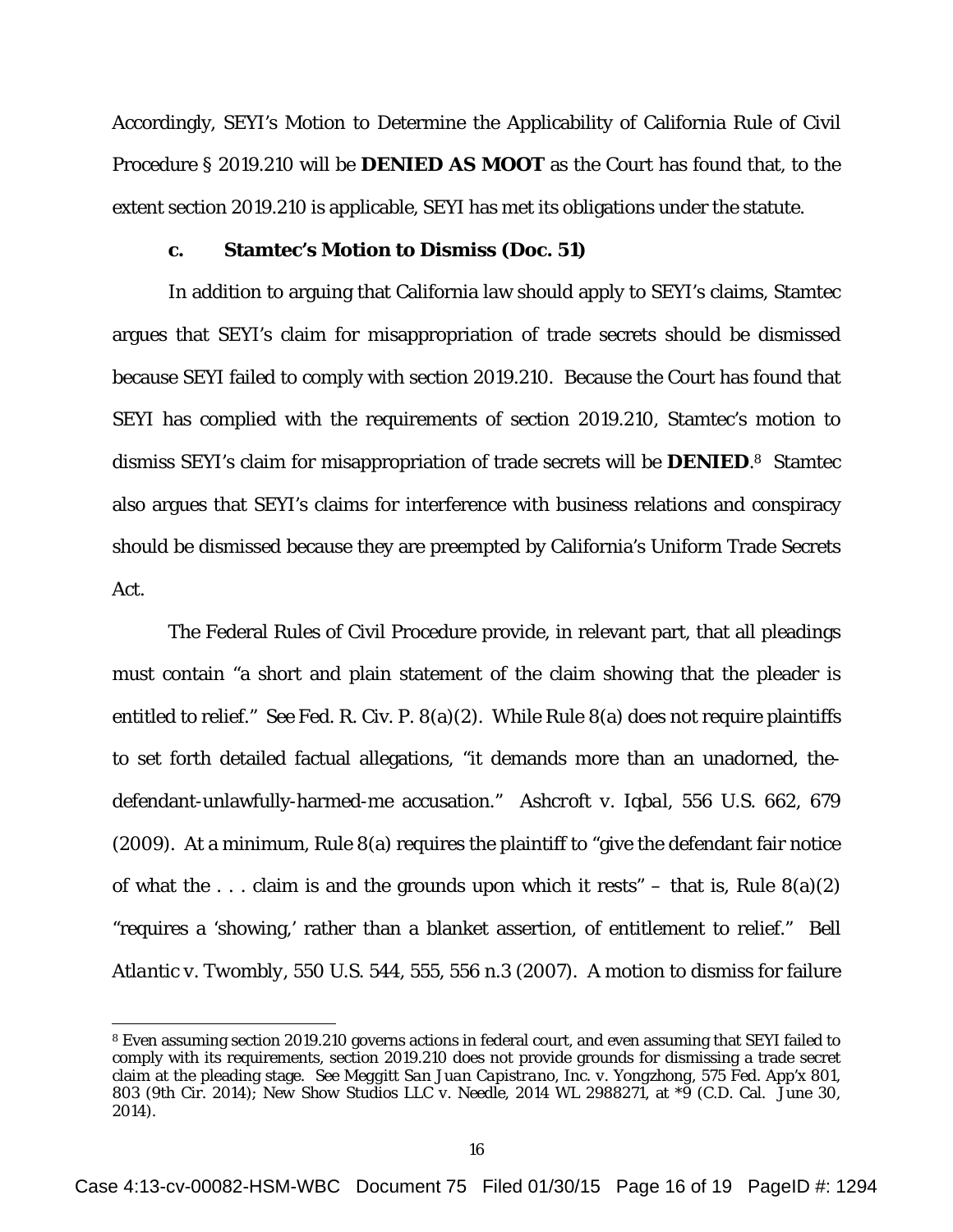Accordingly, SEYI's Motion to Determine the Applicability of California Rule of Civil Procedure § 2019.210 will be **DENIED AS MOOT** as the Court has found that, to the extent section 2019.210 is applicable, SEYI has met its obligations under the statute.

### c. Stamtec's Motion to Dismiss (Doc. 51)

In addition to arguing that California law should apply to SEYI's claims, Stamtec argues that SEYI's claim for misappropriation of trade secrets should be dismissed because SEYI failed to comply with section 2019.210. Because the Court has found that SEYI has complied with the requirements of section 2019.210, Stamtec's motion to dismiss SEYI's claim for misappropriation of trade secrets will be **DENIED**.[8] Stamtec also argues that SEYI's claims for interference with business relations and conspiracy should be dismissed because they are preempted by California's Uniform Trade Secrets Act.

The Federal Rules of Civil Procedure provide, in relevant part, that all pleadings must contain "a short and plain statement of the claim showing that the pleader is entitled to relief." *See* Fed. R. Civ. P. 8(a)(2). While Rule 8(a) does not require plaintiffs to set forth detailed factual allegations, "it demands more than an unadorned, the-defendant-unlawfully-harmed-me accusation." *Ashcroft v. Iqbal*, 556 U.S. 662, 679 (2009). At a minimum, Rule 8(a) requires the plaintiff to "give the defendant fair notice of what the . . . claim is and the grounds upon which it rests" – that is, Rule 8(a)(2) "requires a 'showing,' rather than a blanket assertion, of entitlement to relief." *Bell Atlantic v. Twombly*, 550 U.S. 544, 555, 556 n.3 (2007). A motion to dismiss for failure

[8] Even assuming section 2019.210 governs actions in federal court, and even assuming that SEYI failed to comply with its requirements, section 2019.210 does not provide grounds for dismissing a trade secret claim at the pleading stage. *See Meggitt San Juan Capistrano, Inc. v. Yongzhong*, 575 Fed. App'x 801, 803 (9th Cir. 2014); *New Show Studios LLC v. Needle*, 2014 WL 2988271, at *9 (C.D. Cal. June 30, 2014).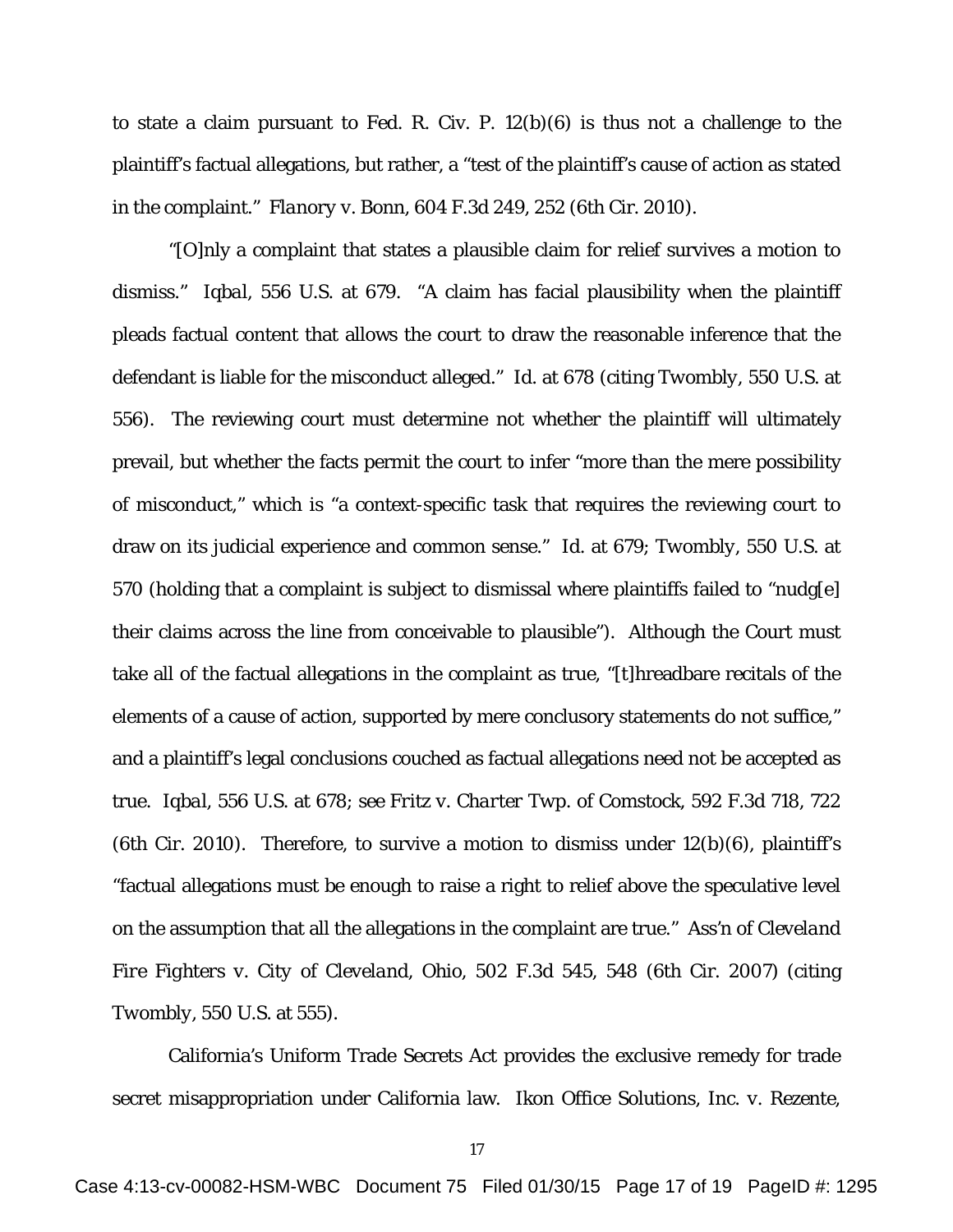to state a claim pursuant to Fed. R. Civ. P. 12(b)(6) is thus not a challenge to the plaintiff's factual allegations, but rather, a "test of the plaintiff's cause of action as stated in the complaint." *Flanory v. Bonn*, 604 F.3d 249, 252 (6th Cir. 2010).

"[O]nly a complaint that states a plausible claim for relief survives a motion to dismiss." *Iqbal*, 556 U.S. at 679. "A claim has facial plausibility when the plaintiff pleads factual content that allows the court to draw the reasonable inference that the defendant is liable for the misconduct alleged." *Id.* at 678 (citing *Twombly*, 550 U.S. at 556). The reviewing court must determine not whether the plaintiff will ultimately prevail, but whether the facts permit the court to infer "more than the mere possibility of misconduct," which is "a context-specific task that requires the reviewing court to draw on its judicial experience and common sense." *Id.* at 679; *Twombly*, 550 U.S. at 570 (holding that a complaint is subject to dismissal where plaintiffs failed to "nudg[e] their claims across the line from conceivable to plausible"). Although the Court must take all of the factual allegations in the complaint as true, "[t]hreadbare recitals of the elements of a cause of action, supported by mere conclusory statements do not suffice," and a plaintiff's legal conclusions couched as factual allegations need not be accepted as true. *Iqbal*, 556 U.S. at 678; *see Fritz v. Charter Twp. of Comstock*, 592 F.3d 718, 722 (6th Cir. 2010). Therefore, to survive a motion to dismiss under 12(b)(6), plaintiff's "factual allegations must be enough to raise a right to relief above the speculative level on the assumption that all the allegations in the complaint are true." *Ass'n of Cleveland Fire Fighters v. City of Cleveland, Ohio*, 502 F.3d 545, 548 (6th Cir. 2007) (citing *Twombly*, 550 U.S. at 555).

California's Uniform Trade Secrets Act provides the exclusive remedy for trade secret misappropriation under California law. Ikon Office Solutions, Inc. v. Rezente,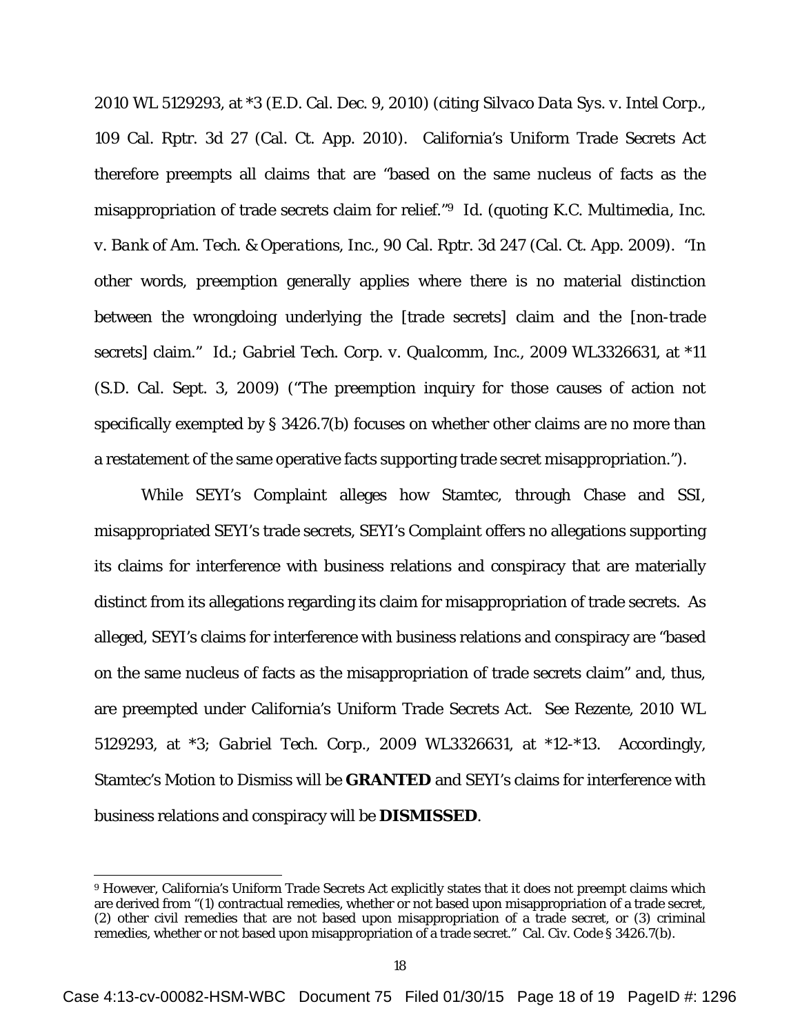2010 WL 5129293, at *3 (E.D. Cal. Dec. 9, 2010) (citing *Silvaco Data Sys. v. Intel Corp.*, 109 Cal. Rptr. 3d 27 (Cal. Ct. App. 2010). California's Uniform Trade Secrets Act therefore preempts all claims that are "based on the same nucleus of facts as the misappropriation of trade secrets claim for relief."[9] *Id.* (quoting *K.C. Multimedia, Inc. v. Bank of Am. Tech. & Operations, Inc.*, 90 Cal. Rptr. 3d 247 (Cal. Ct. App. 2009). "In other words, preemption generally applies where there is no material distinction between the wrongdoing underlying the [trade secrets] claim and the [non-trade secrets] claim." *Id.*; *Gabriel Tech. Corp. v. Qualcomm, Inc.*, 2009 WL3326631, at *11 (S.D. Cal. Sept. 3, 2009) ("The preemption inquiry for those causes of action not specifically exempted by § 3426.7(b) focuses on whether other claims are no more than a restatement of the same operative facts supporting trade secret misappropriation.").

While SEYI's Complaint alleges how Stamtec, through Chase and SSI, misappropriated SEYI's trade secrets, SEYI's Complaint offers no allegations supporting its claims for interference with business relations and conspiracy that are materially distinct from its allegations regarding its claim for misappropriation of trade secrets. As alleged, SEYI's claims for interference with business relations and conspiracy are "based on the same nucleus of facts as the misappropriation of trade secrets claim" and, thus, are preempted under California's Uniform Trade Secrets Act. *See Rezente*, 2010 WL 5129293, at *3; *Gabriel Tech. Corp.*, 2009 WL3326631, at *12-*13. Accordingly, Stamtec's Motion to Dismiss will be **GRANTED** and SEYI's claims for interference with business relations and conspiracy will be **DISMISSED**.

---

[9] However, California's Uniform Trade Secrets Act explicitly states that it does not preempt claims which are derived from "(1) contractual remedies, whether or not based upon misappropriation of a trade secret, (2) other civil remedies that are not based upon misappropriation of a trade secret, or (3) criminal remedies, whether or not based upon misappropriation of a trade secret." Cal. Civ. Code § 3426.7(b).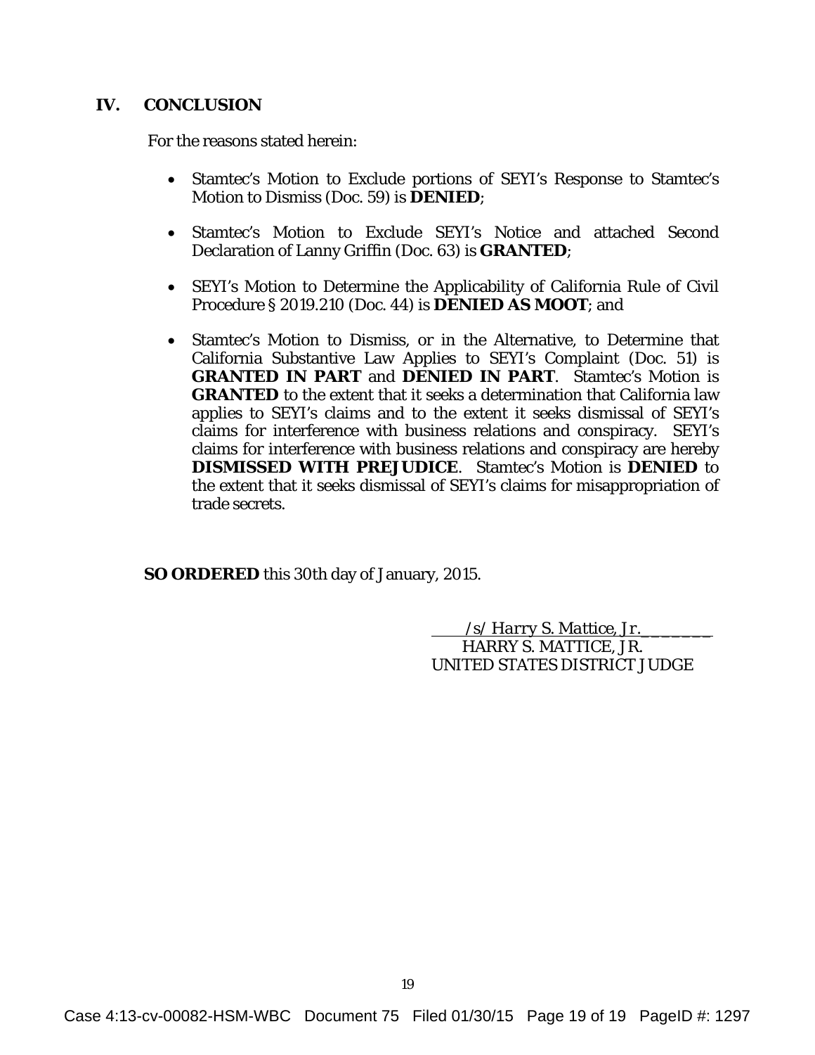## IV. CONCLUSION

For the reasons stated herein:

- Stamtec's Motion to Exclude portions of SEYI's Response to Stamtec's Motion to Dismiss (Doc. 59) is **DENIED**;
- Stamtec's Motion to Exclude SEYI's Notice and attached Second Declaration of Lanny Griffin (Doc. 63) is **GRANTED**;
- SEYI's Motion to Determine the Applicability of California Rule of Civil Procedure § 2019.210 (Doc. 44) is **DENIED AS MOOT**; and
- Stamtec's Motion to Dismiss, or in the Alternative, to Determine that California Substantive Law Applies to SEYI's Complaint (Doc. 51) is **GRANTED IN PART** and **DENIED IN PART**. Stamtec's Motion is **GRANTED** to the extent that it seeks a determination that California law applies to SEYI's claims and to the extent it seeks dismissal of SEYI's claims for interference with business relations and conspiracy. SEYI's claims for interference with business relations and conspiracy are hereby **DISMISSED WITH PREJUDICE**. Stamtec's Motion is **DENIED** to the extent that it seeks dismissal of SEYI's claims for misappropriation of trade secrets.

**SO ORDERED** this 30th day of January, 2015.

*/s/ Harry S. Mattice, Jr.*
HARRY S. MATTICE, JR.
UNITED STATES DISTRICT JUDGE